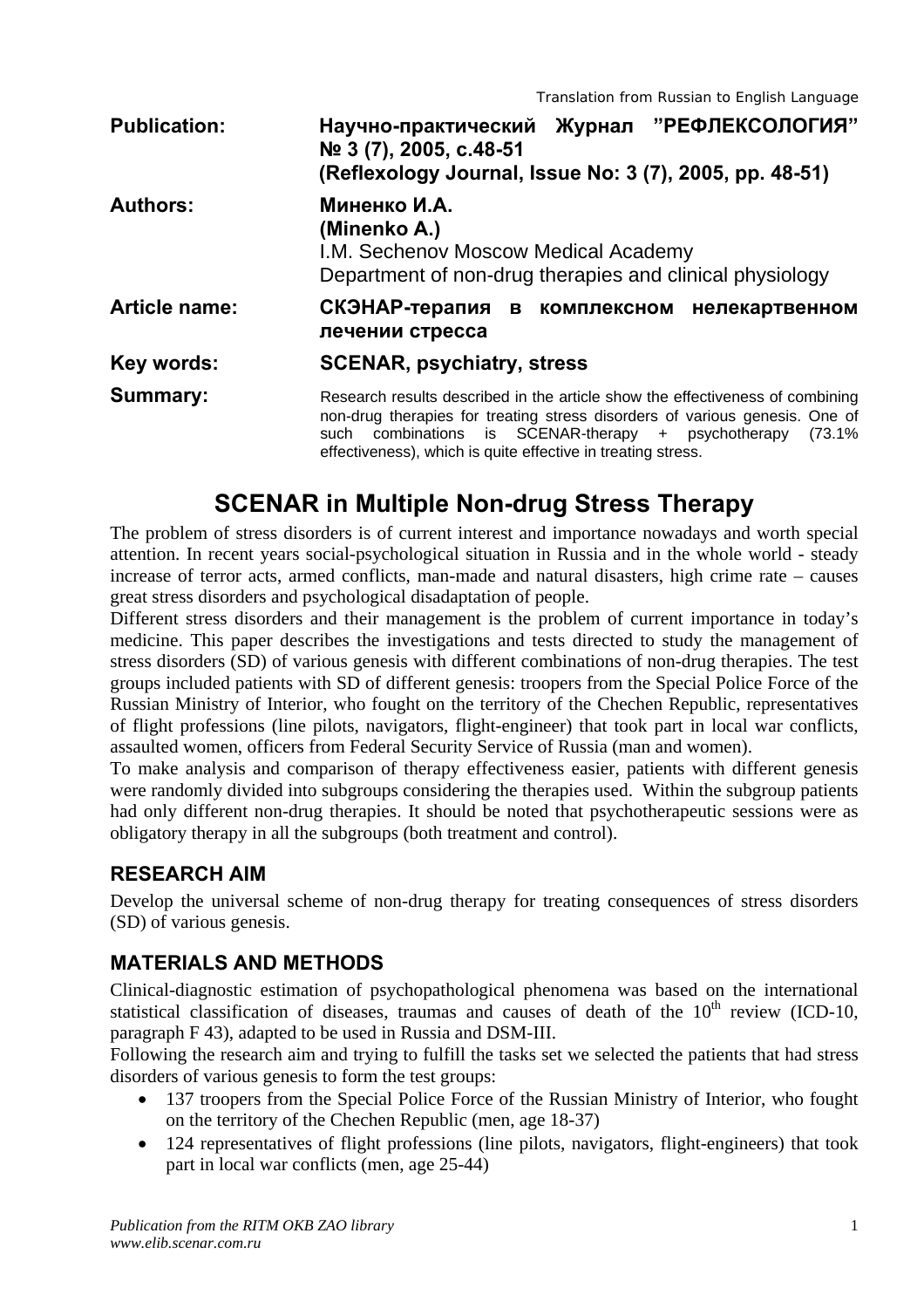Translation from Russian to English Language

**Publication:** **Научно-практический Журнал "РЕФЛЕКСОЛОГИЯ" № 3 (7), 2005, с.48-51 (Reflexology Journal, Issue No: 3 (7), 2005, pp. 48-51)**

**Authors:** **Миненко И.А. (Minenko A.)**
I.M. Sechenov Moscow Medical Academy
Department of non-drug therapies and clinical physiology

**Article name:** **СКЭНАР-терапия в комплексном нелекартвенном лечении стресса**

**Key words:** **SCENAR, psychiatry, stress**

**Summary:** Research results described in the article show the effectiveness of combining non-drug therapies for treating stress disorders of various genesis. One of such combinations is SCENAR-therapy + psychotherapy (73.1% effectiveness), which is quite effective in treating stress.

# SCENAR in Multiple Non-drug Stress Therapy

The problem of stress disorders is of current interest and importance nowadays and worth special attention. In recent years social-psychological situation in Russia and in the whole world - steady increase of terror acts, armed conflicts, man-made and natural disasters, high crime rate – causes great stress disorders and psychological disadaptation of people.

Different stress disorders and their management is the problem of current importance in today's medicine. This paper describes the investigations and tests directed to study the management of stress disorders (SD) of various genesis with different combinations of non-drug therapies. The test groups included patients with SD of different genesis: troopers from the Special Police Force of the Russian Ministry of Interior, who fought on the territory of the Chechen Republic, representatives of flight professions (line pilots, navigators, flight-engineer) that took part in local war conflicts, assaulted women, officers from Federal Security Service of Russia (man and women).

To make analysis and comparison of therapy effectiveness easier, patients with different genesis were randomly divided into subgroups considering the therapies used. Within the subgroup patients had only different non-drug therapies. It should be noted that psychotherapeutic sessions were as obligatory therapy in all the subgroups (both treatment and control).

## RESEARCH AIM

Develop the universal scheme of non-drug therapy for treating consequences of stress disorders (SD) of various genesis.

## MATERIALS AND METHODS

Clinical-diagnostic estimation of psychopathological phenomena was based on the international statistical classification of diseases, traumas and causes of death of the 10th review (ICD-10, paragraph F 43), adapted to be used in Russia and DSM-III.

Following the research aim and trying to fulfill the tasks set we selected the patients that had stress disorders of various genesis to form the test groups:

- 137 troopers from the Special Police Force of the Russian Ministry of Interior, who fought on the territory of the Chechen Republic (men, age 18-37)
- 124 representatives of flight professions (line pilots, navigators, flight-engineers) that took part in local war conflicts (men, age 25-44)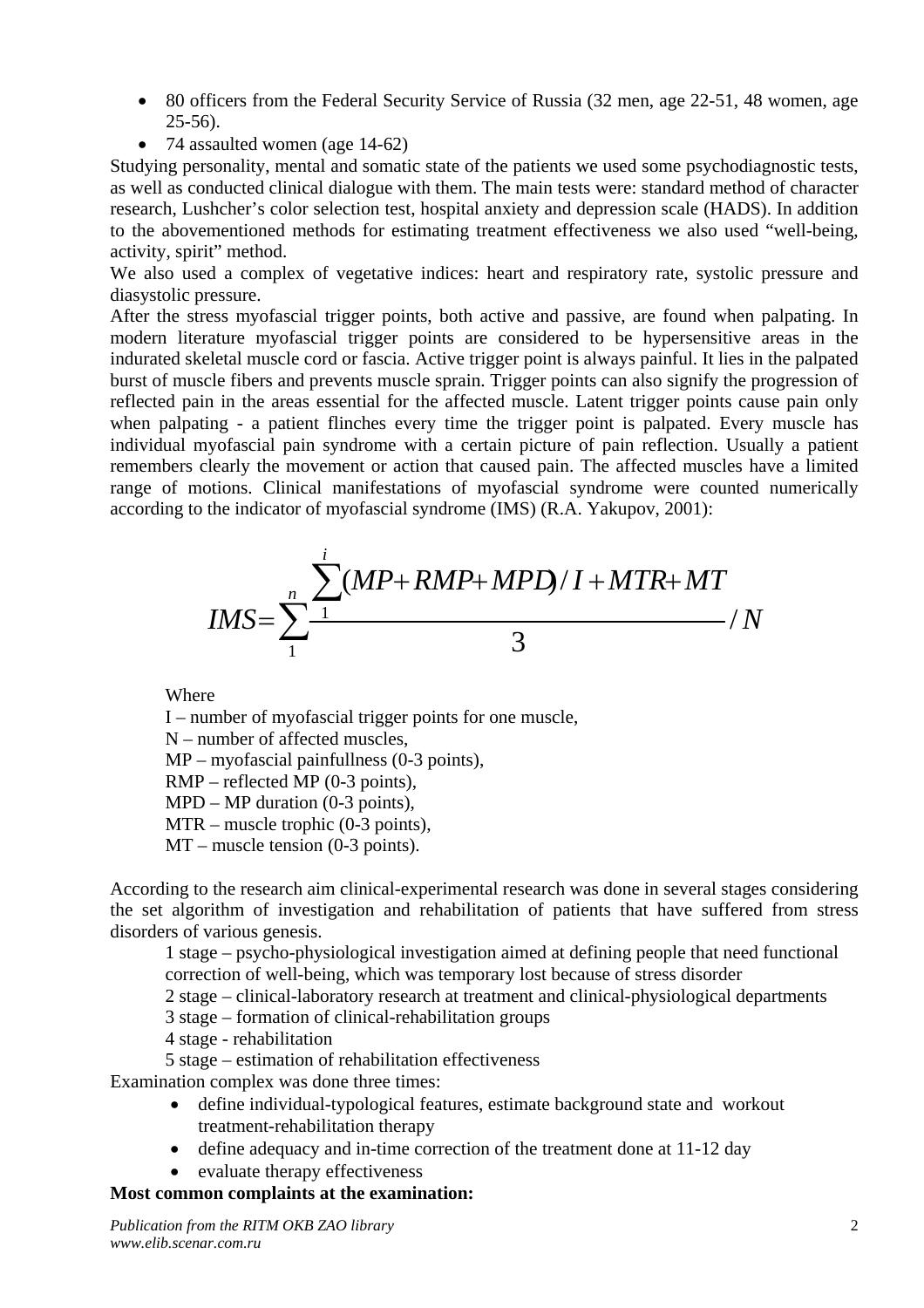- 80 officers from the Federal Security Service of Russia (32 men, age 22-51, 48 women, age 25-56).
- 74 assaulted women (age 14-62)

Studying personality, mental and somatic state of the patients we used some psychodiagnostic tests, as well as conducted clinical dialogue with them. The main tests were: standard method of character research, Lushcher's color selection test, hospital anxiety and depression scale (HADS). In addition to the abovementioned methods for estimating treatment effectiveness we also used "well-being, activity, spirit" method.

We also used a complex of vegetative indices: heart and respiratory rate, systolic pressure and diasystolic pressure.

After the stress myofascial trigger points, both active and passive, are found when palpating. In modern literature myofascial trigger points are considered to be hypersensitive areas in the indurated skeletal muscle cord or fascia. Active trigger point is always painful. It lies in the palpated burst of muscle fibers and prevents muscle sprain. Trigger points can also signify the progression of reflected pain in the areas essential for the affected muscle. Latent trigger points cause pain only when palpating - a patient flinches every time the trigger point is palpated. Every muscle has individual myofascial pain syndrome with a certain picture of pain reflection. Usually a patient remembers clearly the movement or action that caused pain. The affected muscles have a limited range of motions. Clinical manifestations of myofascial syndrome were counted numerically according to the indicator of myofascial syndrome (IMS) (R.A. Yakupov, 2001):

$$IMS = \sum_{1}^{n} \frac{\sum_{1}^{i}(MP + RMP + MPD)/I + MTR + MT}{3} / N$$

Where

I – number of myofascial trigger points for one muscle,
N – number of affected muscles,
MP – myofascial painfullness (0-3 points),
RMP – reflected MP (0-3 points),
MPD – MP duration (0-3 points),
MTR – muscle trophic (0-3 points),
MT – muscle tension (0-3 points).

According to the research aim clinical-experimental research was done in several stages considering the set algorithm of investigation and rehabilitation of patients that have suffered from stress disorders of various genesis.

1 stage – psycho-physiological investigation aimed at defining people that need functional correction of well-being, which was temporary lost because of stress disorder
2 stage – clinical-laboratory research at treatment and clinical-physiological departments
3 stage – formation of clinical-rehabilitation groups
4 stage - rehabilitation
5 stage – estimation of rehabilitation effectiveness

Examination complex was done three times:

- define individual-typological features, estimate background state and workout treatment-rehabilitation therapy
- define adequacy and in-time correction of the treatment done at 11-12 day
- evaluate therapy effectiveness

**Most common complaints at the examination:**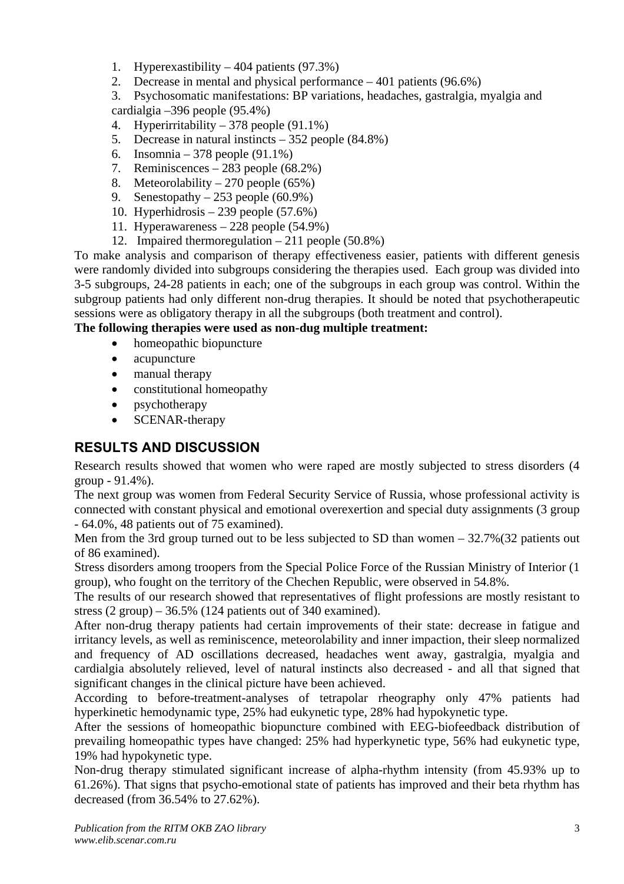1. Hyperexastibility – 404 patients (97.3%)
2. Decrease in mental and physical performance – 401 patients (96.6%)
3. Psychosomatic manifestations: BP variations, headaches, gastralgia, myalgia and cardialgia –396 people (95.4%)
4. Hyperirritability – 378 people (91.1%)
5. Decrease in natural instincts – 352 people (84.8%)
6. Insomnia – 378 people (91.1%)
7. Reminiscences – 283 people (68.2%)
8. Meteorolability – 270 people (65%)
9. Senestopathy – 253 people (60.9%)
10. Hyperhidrosis – 239 people (57.6%)
11. Hyperawareness – 228 people (54.9%)
12. Impaired thermoregulation – 211 people (50.8%)

To make analysis and comparison of therapy effectiveness easier, patients with different genesis were randomly divided into subgroups considering the therapies used. Each group was divided into 3-5 subgroups, 24-28 patients in each; one of the subgroups in each group was control. Within the subgroup patients had only different non-drug therapies. It should be noted that psychotherapeutic sessions were as obligatory therapy in all the subgroups (both treatment and control).

**The following therapies were used as non-dug multiple treatment:**

- homeopathic biopuncture
- acupuncture
- manual therapy
- constitutional homeopathy
- psychotherapy
- SCENAR-therapy

## RESULTS AND DISCUSSION

Research results showed that women who were raped are mostly subjected to stress disorders (4 group - 91.4%).

The next group was women from Federal Security Service of Russia, whose professional activity is connected with constant physical and emotional overexertion and special duty assignments (3 group - 64.0%, 48 patients out of 75 examined).

Men from the 3rd group turned out to be less subjected to SD than women – 32.7%(32 patients out of 86 examined).

Stress disorders among troopers from the Special Police Force of the Russian Ministry of Interior (1 group), who fought on the territory of the Chechen Republic, were observed in 54.8%.

The results of our research showed that representatives of flight professions are mostly resistant to stress (2 group) – 36.5% (124 patients out of 340 examined).

After non-drug therapy patients had certain improvements of their state: decrease in fatigue and irritancy levels, as well as reminiscence, meteorolability and inner impaction, their sleep normalized and frequency of AD oscillations decreased, headaches went away, gastralgia, myalgia and cardialgia absolutely relieved, level of natural instincts also decreased - and all that signed that significant changes in the clinical picture have been achieved.

According to before-treatment-analyses of tetrapolar rheography only 47% patients had hyperkinetic hemodynamic type, 25% had eukynetic type, 28% had hypokynetic type.

After the sessions of homeopathic biopuncture combined with EEG-biofeedback distribution of prevailing homeopathic types have changed: 25% had hyperkynetic type, 56% had eukynetic type, 19% had hypokynetic type.

Non-drug therapy stimulated significant increase of alpha-rhythm intensity (from 45.93% up to 61.26%). That signs that psycho-emotional state of patients has improved and their beta rhythm has decreased (from 36.54% to 27.62%).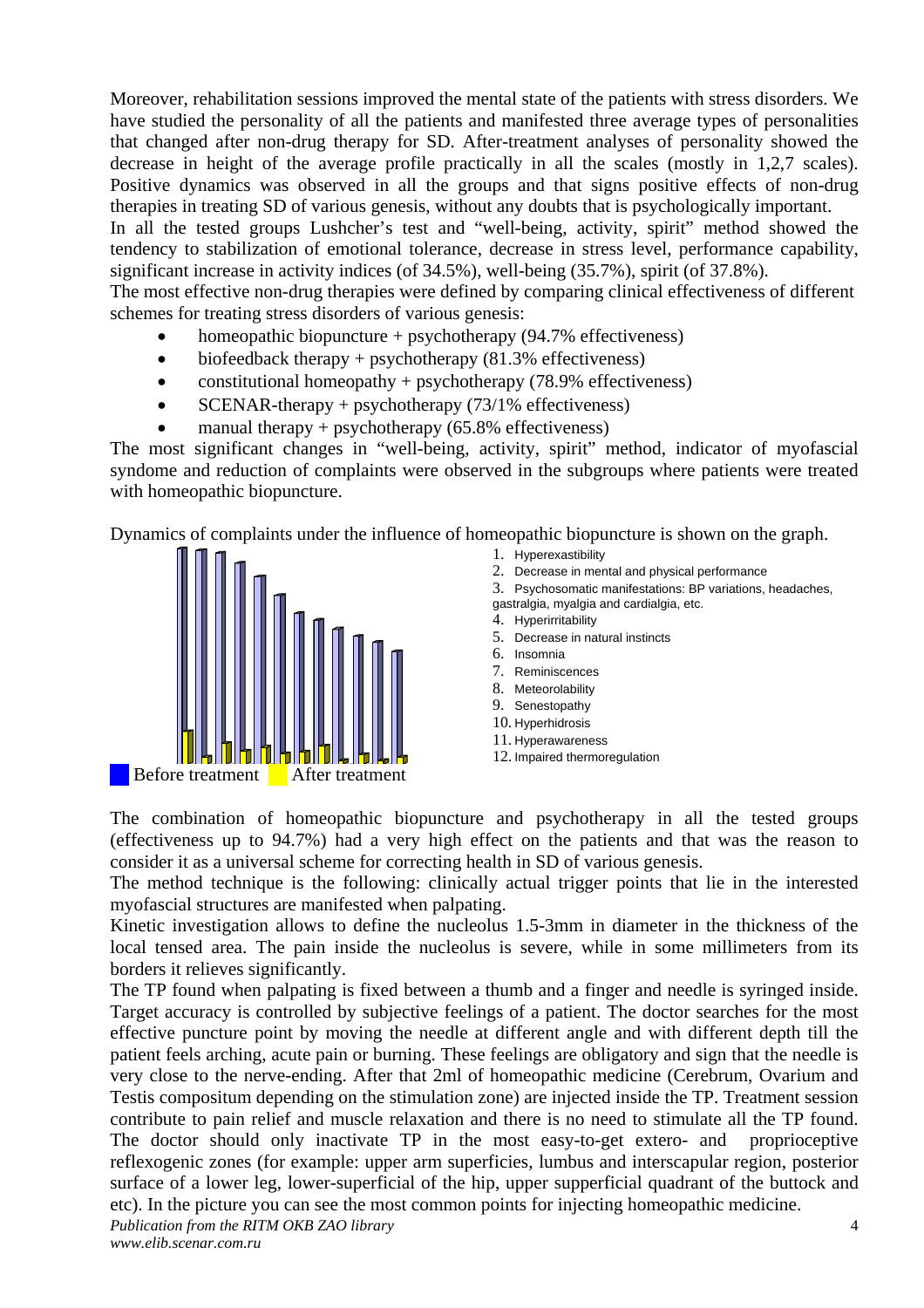Moreover, rehabilitation sessions improved the mental state of the patients with stress disorders. We have studied the personality of all the patients and manifested three average types of personalities that changed after non-drug therapy for SD. After-treatment analyses of personality showed the decrease in height of the average profile practically in all the scales (mostly in 1,2,7 scales). Positive dynamics was observed in all the groups and that signs positive effects of non-drug therapies in treating SD of various genesis, without any doubts that is psychologically important.

In all the tested groups Lushcher's test and "well-being, activity, spirit" method showed the tendency to stabilization of emotional tolerance, decrease in stress level, performance capability, significant increase in activity indices (of 34.5%), well-being (35.7%), spirit (of 37.8%).

The most effective non-drug therapies were defined by comparing clinical effectiveness of different schemes for treating stress disorders of various genesis:

- homeopathic biopuncture + psychotherapy (94.7% effectiveness)
- biofeedback therapy + psychotherapy (81.3% effectiveness)
- constitutional homeopathy + psychotherapy (78.9% effectiveness)
- SCENAR-therapy + psychotherapy (73/1% effectiveness)
- manual therapy + psychotherapy (65.8% effectiveness)

The most significant changes in "well-being, activity, spirit" method, indicator of myofascial syndome and reduction of complaints were observed in the subgroups where patients were treated with homeopathic biopuncture.

Dynamics of complaints under the influence of homeopathic biopuncture is shown on the graph.

Before treatment | After treatment

1. Hyperexastibility
2. Decrease in mental and physical performance
3. Psychosomatic manifestations: BP variations, headaches, gastralgia, myalgia and cardialgia, etc.
4. Hyperirritability
5. Decrease in natural instincts
6. Insomnia
7. Reminiscences
8. Meteorolability
9. Senestopathy
10. Hyperhidrosis
11. Hyperawareness
12. Impaired thermoregulation

The combination of homeopathic biopuncture and psychotherapy in all the tested groups (effectiveness up to 94.7%) had a very high effect on the patients and that was the reason to consider it as a universal scheme for correcting health in SD of various genesis.

The method technique is the following: clinically actual trigger points that lie in the interested myofascial structures are manifested when palpating.

Kinetic investigation allows to define the nucleolus 1.5-3mm in diameter in the thickness of the local tensed area. The pain inside the nucleolus is severe, while in some millimeters from its borders it relieves significantly.

The TP found when palpating is fixed between a thumb and a finger and needle is syringed inside. Target accuracy is controlled by subjective feelings of a patient. The doctor searches for the most effective puncture point by moving the needle at different angle and with different depth till the patient feels arching, acute pain or burning. These feelings are obligatory and sign that the needle is very close to the nerve-ending. After that 2ml of homeopathic medicine (Cerebrum, Ovarium and Testis compositum depending on the stimulation zone) are injected inside the TP. Treatment session contribute to pain relief and muscle relaxation and there is no need to stimulate all the TP found. The doctor should only inactivate TP in the most easy-to-get extero- and proprioceptive reflexogenic zones (for example: upper arm superficies, lumbus and interscapular region, posterior surface of a lower leg, lower-superficial of the hip, upper supperficial quadrant of the buttock and etc). In the picture you can see the most common points for injecting homeopathic medicine.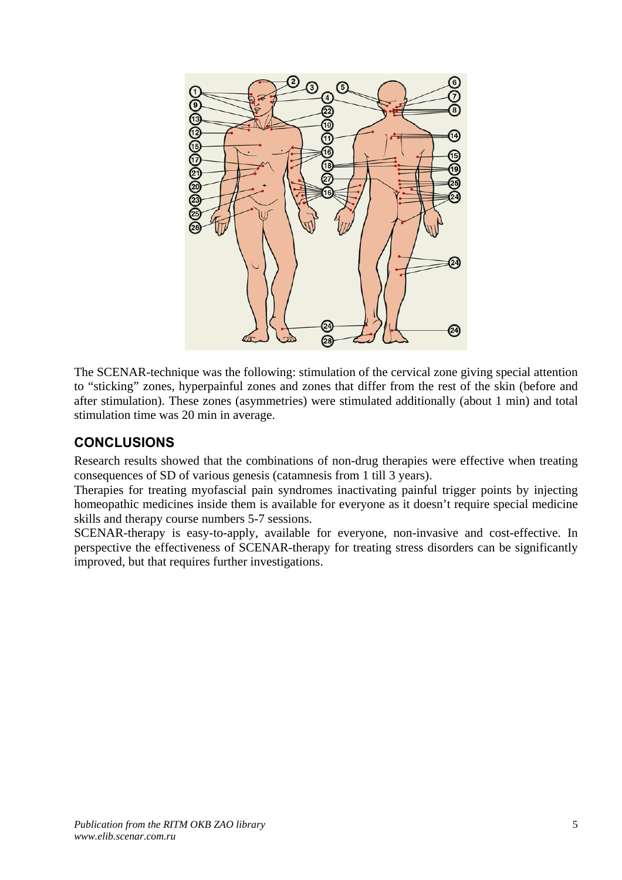The SCENAR-technique was the following: stimulation of the cervical zone giving special attention to “sticking” zones, hyperpainful zones and zones that differ from the rest of the skin (before and after stimulation). These zones (asymmetries) were stimulated additionally (about 1 min) and total stimulation time was 20 min in average.

## CONCLUSIONS

Research results showed that the combinations of non-drug therapies were effective when treating consequences of SD of various genesis (catamnesis from 1 till 3 years).

Therapies for treating myofascial pain syndromes inactivating painful trigger points by injecting homeopathic medicines inside them is available for everyone as it doesn’t require special medicine skills and therapy course numbers 5-7 sessions.

SCENAR-therapy is easy-to-apply, available for everyone, non-invasive and cost-effective. In perspective the effectiveness of SCENAR-therapy for treating stress disorders can be significantly improved, but that requires further investigations.